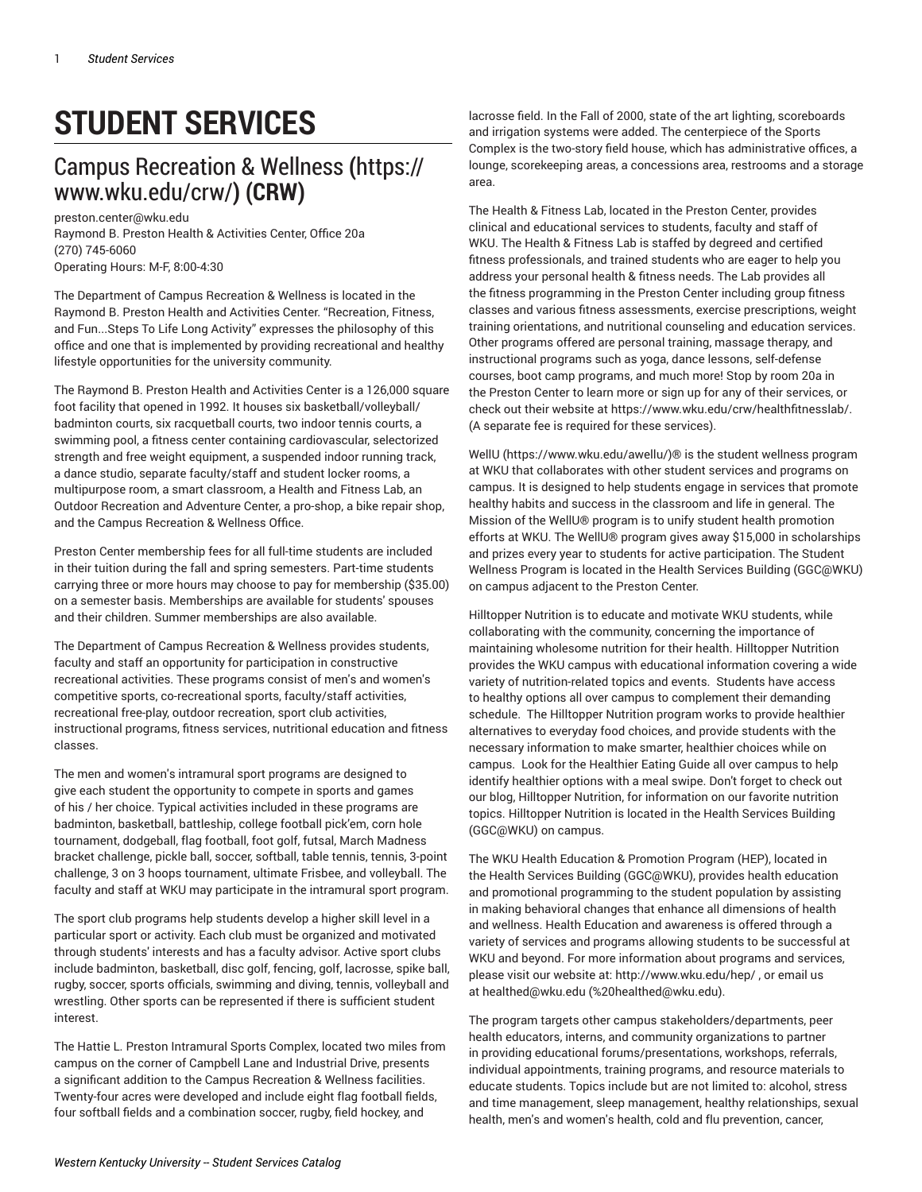# STUDENT SERVICES

## Campus Recreation & Wellness (https://www.wku.edu/crw/) (CRW)

preston.center@wku.edu
Raymond B. Preston Health & Activities Center, Office 20a
(270) 745-6060
Operating Hours: M-F, 8:00-4:30

The Department of Campus Recreation & Wellness is located in the Raymond B. Preston Health and Activities Center. "Recreation, Fitness, and Fun...Steps To Life Long Activity" expresses the philosophy of this office and one that is implemented by providing recreational and healthy lifestyle opportunities for the university community.

The Raymond B. Preston Health and Activities Center is a 126,000 square foot facility that opened in 1992. It houses six basketball/volleyball/badminton courts, six racquetball courts, two indoor tennis courts, a swimming pool, a fitness center containing cardiovascular, selectorized strength and free weight equipment, a suspended indoor running track, a dance studio, separate faculty/staff and student locker rooms, a multipurpose room, a smart classroom, a Health and Fitness Lab, an Outdoor Recreation and Adventure Center, a pro-shop, a bike repair shop, and the Campus Recreation & Wellness Office.

Preston Center membership fees for all full-time students are included in their tuition during the fall and spring semesters. Part-time students carrying three or more hours may choose to pay for membership ($35.00) on a semester basis. Memberships are available for students' spouses and their children. Summer memberships are also available.

The Department of Campus Recreation & Wellness provides students, faculty and staff an opportunity for participation in constructive recreational activities. These programs consist of men's and women's competitive sports, co-recreational sports, faculty/staff activities, recreational free-play, outdoor recreation, sport club activities, instructional programs, fitness services, nutritional education and fitness classes.

The men and women's intramural sport programs are designed to give each student the opportunity to compete in sports and games of his / her choice. Typical activities included in these programs are badminton, basketball, battleship, college football pick'em, corn hole tournament, dodgeball, flag football, foot golf, futsal, March Madness bracket challenge, pickle ball, soccer, softball, table tennis, tennis, 3-point challenge, 3 on 3 hoops tournament, ultimate Frisbee, and volleyball. The faculty and staff at WKU may participate in the intramural sport program.

The sport club programs help students develop a higher skill level in a particular sport or activity. Each club must be organized and motivated through students' interests and has a faculty advisor. Active sport clubs include badminton, basketball, disc golf, fencing, golf, lacrosse, spike ball, rugby, soccer, sports officials, swimming and diving, tennis, volleyball and wrestling. Other sports can be represented if there is sufficient student interest.

The Hattie L. Preston Intramural Sports Complex, located two miles from campus on the corner of Campbell Lane and Industrial Drive, presents a significant addition to the Campus Recreation & Wellness facilities. Twenty-four acres were developed and include eight flag football fields, four softball fields and a combination soccer, rugby, field hockey, and lacrosse field. In the Fall of 2000, state of the art lighting, scoreboards and irrigation systems were added. The centerpiece of the Sports Complex is the two-story field house, which has administrative offices, a lounge, scorekeeping areas, a concessions area, restrooms and a storage area.

The Health & Fitness Lab, located in the Preston Center, provides clinical and educational services to students, faculty and staff of WKU. The Health & Fitness Lab is staffed by degreed and certified fitness professionals, and trained students who are eager to help you address your personal health & fitness needs. The Lab provides all the fitness programming in the Preston Center including group fitness classes and various fitness assessments, exercise prescriptions, weight training orientations, and nutritional counseling and education services. Other programs offered are personal training, massage therapy, and instructional programs such as yoga, dance lessons, self-defense courses, boot camp programs, and much more! Stop by room 20a in the Preston Center to learn more or sign up for any of their services, or check out their website at https://www.wku.edu/crw/healthfitnesslab/. (A separate fee is required for these services).

WellU (https://www.wku.edu/awellu/)® is the student wellness program at WKU that collaborates with other student services and programs on campus. It is designed to help students engage in services that promote healthy habits and success in the classroom and life in general. The Mission of the WellU® program is to unify student health promotion efforts at WKU. The WellU® program gives away $15,000 in scholarships and prizes every year to students for active participation. The Student Wellness Program is located in the Health Services Building (GGC@WKU) on campus adjacent to the Preston Center.

Hilltopper Nutrition is to educate and motivate WKU students, while collaborating with the community, concerning the importance of maintaining wholesome nutrition for their health. Hilltopper Nutrition provides the WKU campus with educational information covering a wide variety of nutrition-related topics and events. Students have access to healthy options all over campus to complement their demanding schedule. The Hilltopper Nutrition program works to provide healthier alternatives to everyday food choices, and provide students with the necessary information to make smarter, healthier choices while on campus. Look for the Healthier Eating Guide all over campus to help identify healthier options with a meal swipe. Don't forget to check out our blog, Hilltopper Nutrition, for information on our favorite nutrition topics. Hilltopper Nutrition is located in the Health Services Building (GGC@WKU) on campus.

The WKU Health Education & Promotion Program (HEP), located in the Health Services Building (GGC@WKU), provides health education and promotional programming to the student population by assisting in making behavioral changes that enhance all dimensions of health and wellness. Health Education and awareness is offered through a variety of services and programs allowing students to be successful at WKU and beyond. For more information about programs and services, please visit our website at: http://www.wku.edu/hep/ , or email us at healthed@wku.edu (%20healthed@wku.edu).

The program targets other campus stakeholders/departments, peer health educators, interns, and community organizations to partner in providing educational forums/presentations, workshops, referrals, individual appointments, training programs, and resource materials to educate students. Topics include but are not limited to: alcohol, stress and time management, sleep management, healthy relationships, sexual health, men's and women's health, cold and flu prevention, cancer,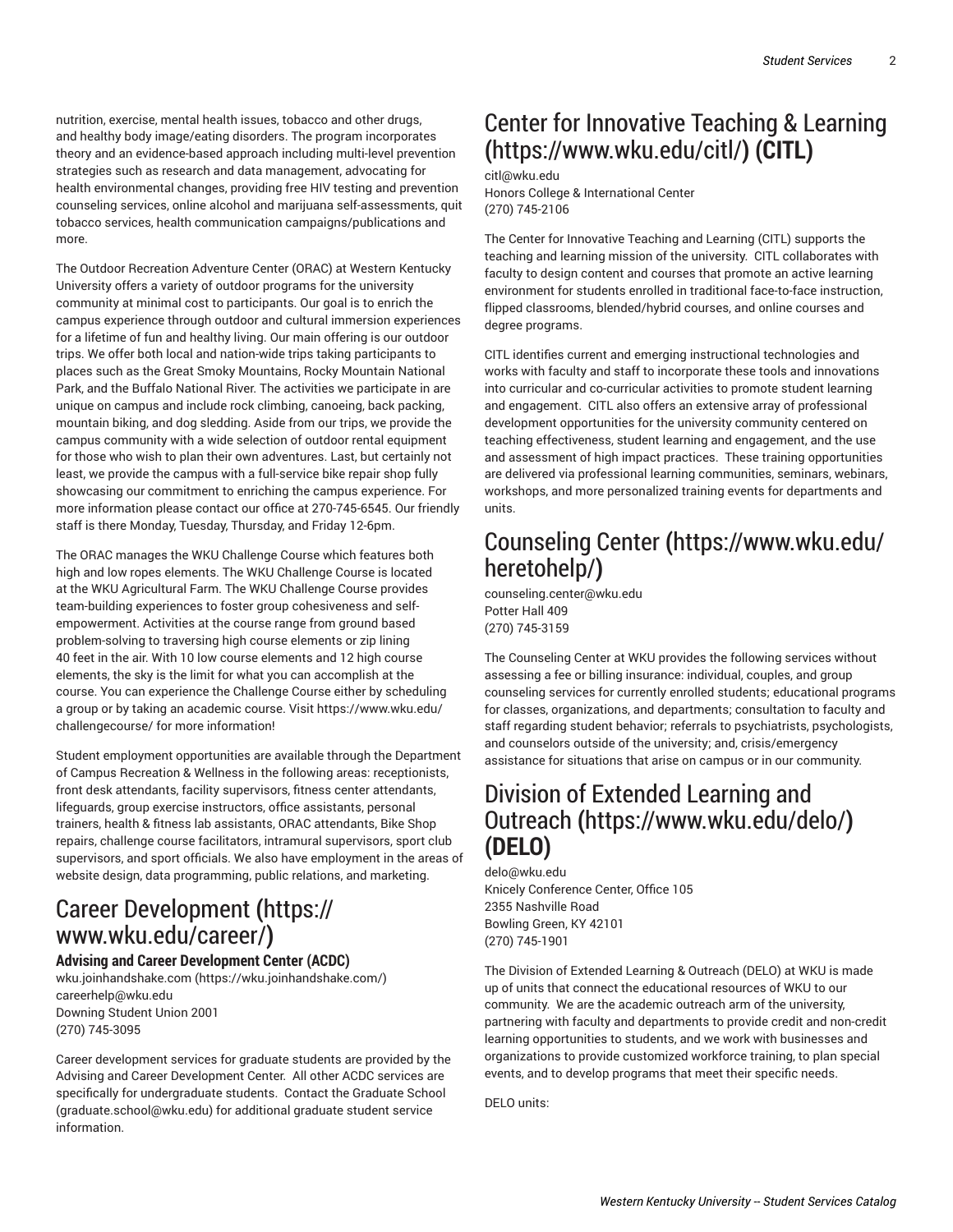nutrition, exercise, mental health issues, tobacco and other drugs, and healthy body image/eating disorders. The program incorporates theory and an evidence-based approach including multi-level prevention strategies such as research and data management, advocating for health environmental changes, providing free HIV testing and prevention counseling services, online alcohol and marijuana self-assessments, quit tobacco services, health communication campaigns/publications and more.

The Outdoor Recreation Adventure Center (ORAC) at Western Kentucky University offers a variety of outdoor programs for the university community at minimal cost to participants. Our goal is to enrich the campus experience through outdoor and cultural immersion experiences for a lifetime of fun and healthy living. Our main offering is our outdoor trips. We offer both local and nation-wide trips taking participants to places such as the Great Smoky Mountains, Rocky Mountain National Park, and the Buffalo National River. The activities we participate in are unique on campus and include rock climbing, canoeing, back packing, mountain biking, and dog sledding. Aside from our trips, we provide the campus community with a wide selection of outdoor rental equipment for those who wish to plan their own adventures. Last, but certainly not least, we provide the campus with a full-service bike repair shop fully showcasing our commitment to enriching the campus experience. For more information please contact our office at 270-745-6545. Our friendly staff is there Monday, Tuesday, Thursday, and Friday 12-6pm.

The ORAC manages the WKU Challenge Course which features both high and low ropes elements. The WKU Challenge Course is located at the WKU Agricultural Farm. The WKU Challenge Course provides team-building experiences to foster group cohesiveness and self-empowerment. Activities at the course range from ground based problem-solving to traversing high course elements or zip lining 40 feet in the air. With 10 low course elements and 12 high course elements, the sky is the limit for what you can accomplish at the course. You can experience the Challenge Course either by scheduling a group or by taking an academic course. Visit https://www.wku.edu/challengecourse/ for more information!

Student employment opportunities are available through the Department of Campus Recreation & Wellness in the following areas: receptionists, front desk attendants, facility supervisors, fitness center attendants, lifeguards, group exercise instructors, office assistants, personal trainers, health & fitness lab assistants, ORAC attendants, Bike Shop repairs, challenge course facilitators, intramural supervisors, sport club supervisors, and sport officials. We also have employment in the areas of website design, data programming, public relations, and marketing.

## Career Development (https://www.wku.edu/career/)

### Advising and Career Development Center (ACDC)

wku.joinhandshake.com (https://wku.joinhandshake.com/)
careerhelp@wku.edu
Downing Student Union 2001
(270) 745-3095

Career development services for graduate students are provided by the Advising and Career Development Center. All other ACDC services are specifically for undergraduate students. Contact the Graduate School (graduate.school@wku.edu) for additional graduate student service information.

## Center for Innovative Teaching & Learning (https://www.wku.edu/citl/) (CITL)

citl@wku.edu
Honors College & International Center
(270) 745-2106

The Center for Innovative Teaching and Learning (CITL) supports the teaching and learning mission of the university. CITL collaborates with faculty to design content and courses that promote an active learning environment for students enrolled in traditional face-to-face instruction, flipped classrooms, blended/hybrid courses, and online courses and degree programs.

CITL identifies current and emerging instructional technologies and works with faculty and staff to incorporate these tools and innovations into curricular and co-curricular activities to promote student learning and engagement. CITL also offers an extensive array of professional development opportunities for the university community centered on teaching effectiveness, student learning and engagement, and the use and assessment of high impact practices. These training opportunities are delivered via professional learning communities, seminars, webinars, workshops, and more personalized training events for departments and units.

## Counseling Center (https://www.wku.edu/heretohelp/)

counseling.center@wku.edu
Potter Hall 409
(270) 745-3159

The Counseling Center at WKU provides the following services without assessing a fee or billing insurance: individual, couples, and group counseling services for currently enrolled students; educational programs for classes, organizations, and departments; consultation to faculty and staff regarding student behavior; referrals to psychiatrists, psychologists, and counselors outside of the university; and, crisis/emergency assistance for situations that arise on campus or in our community.

## Division of Extended Learning and Outreach (https://www.wku.edu/delo/) (DELO)

delo@wku.edu
Knicely Conference Center, Office 105
2355 Nashville Road
Bowling Green, KY 42101
(270) 745-1901

The Division of Extended Learning & Outreach (DELO) at WKU is made up of units that connect the educational resources of WKU to our community. We are the academic outreach arm of the university, partnering with faculty and departments to provide credit and non-credit learning opportunities to students, and we work with businesses and organizations to provide customized workforce training, to plan special events, and to develop programs that meet their specific needs.

DELO units: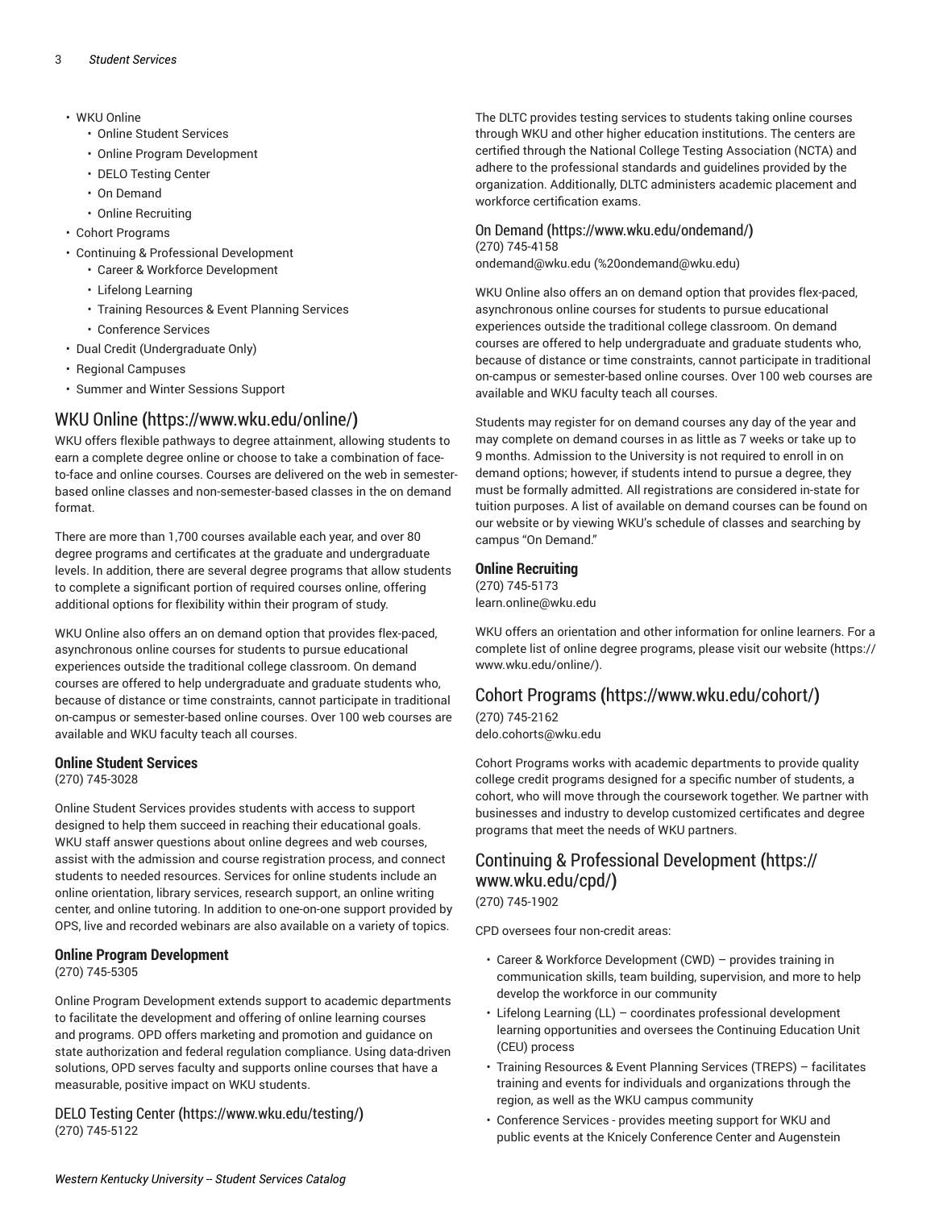- WKU Online
  - Online Student Services
  - Online Program Development
  - DELO Testing Center
  - On Demand
  - Online Recruiting
- Cohort Programs
- Continuing & Professional Development
  - Career & Workforce Development
  - Lifelong Learning
  - Training Resources & Event Planning Services
  - Conference Services
- Dual Credit (Undergraduate Only)
- Regional Campuses
- Summer and Winter Sessions Support

## WKU Online (https://www.wku.edu/online/)

WKU offers flexible pathways to degree attainment, allowing students to earn a complete degree online or choose to take a combination of face-to-face and online courses. Courses are delivered on the web in semester-based online classes and non-semester-based classes in the on demand format.

There are more than 1,700 courses available each year, and over 80 degree programs and certificates at the graduate and undergraduate levels. In addition, there are several degree programs that allow students to complete a significant portion of required courses online, offering additional options for flexibility within their program of study.

WKU Online also offers an on demand option that provides flex-paced, asynchronous online courses for students to pursue educational experiences outside the traditional college classroom. On demand courses are offered to help undergraduate and graduate students who, because of distance or time constraints, cannot participate in traditional on-campus or semester-based online courses. Over 100 web courses are available and WKU faculty teach all courses.

### Online Student Services

(270) 745-3028

Online Student Services provides students with access to support designed to help them succeed in reaching their educational goals. WKU staff answer questions about online degrees and web courses, assist with the admission and course registration process, and connect students to needed resources. Services for online students include an online orientation, library services, research support, an online writing center, and online tutoring. In addition to one-on-one support provided by OPS, live and recorded webinars are also available on a variety of topics.

### Online Program Development

(270) 745-5305

Online Program Development extends support to academic departments to facilitate the development and offering of online learning courses and programs. OPD offers marketing and promotion and guidance on state authorization and federal regulation compliance. Using data-driven solutions, OPD serves faculty and supports online courses that have a measurable, positive impact on WKU students.

### DELO Testing Center (https://www.wku.edu/testing/)

(270) 745-5122

The DLTC provides testing services to students taking online courses through WKU and other higher education institutions. The centers are certified through the National College Testing Association (NCTA) and adhere to the professional standards and guidelines provided by the organization. Additionally, DLTC administers academic placement and workforce certification exams.

### On Demand (https://www.wku.edu/ondemand/)

(270) 745-4158
ondemand@wku.edu (%20ondemand@wku.edu)

WKU Online also offers an on demand option that provides flex-paced, asynchronous online courses for students to pursue educational experiences outside the traditional college classroom. On demand courses are offered to help undergraduate and graduate students who, because of distance or time constraints, cannot participate in traditional on-campus or semester-based online courses. Over 100 web courses are available and WKU faculty teach all courses.

Students may register for on demand courses any day of the year and may complete on demand courses in as little as 7 weeks or take up to 9 months. Admission to the University is not required to enroll in on demand options; however, if students intend to pursue a degree, they must be formally admitted. All registrations are considered in-state for tuition purposes. A list of available on demand courses can be found on our website or by viewing WKU's schedule of classes and searching by campus "On Demand."

### Online Recruiting

(270) 745-5173
learn.online@wku.edu

WKU offers an orientation and other information for online learners. For a complete list of online degree programs, please visit our website (https://www.wku.edu/online/).

## Cohort Programs (https://www.wku.edu/cohort/)

(270) 745-2162
delo.cohorts@wku.edu

Cohort Programs works with academic departments to provide quality college credit programs designed for a specific number of students, a cohort, who will move through the coursework together. We partner with businesses and industry to develop customized certificates and degree programs that meet the needs of WKU partners.

## Continuing & Professional Development (https://www.wku.edu/cpd/)

(270) 745-1902

CPD oversees four non-credit areas:

- Career & Workforce Development (CWD) – provides training in communication skills, team building, supervision, and more to help develop the workforce in our community
- Lifelong Learning (LL) – coordinates professional development learning opportunities and oversees the Continuing Education Unit (CEU) process
- Training Resources & Event Planning Services (TREPS) – facilitates training and events for individuals and organizations through the region, as well as the WKU campus community
- Conference Services - provides meeting support for WKU and public events at the Knicely Conference Center and Augenstein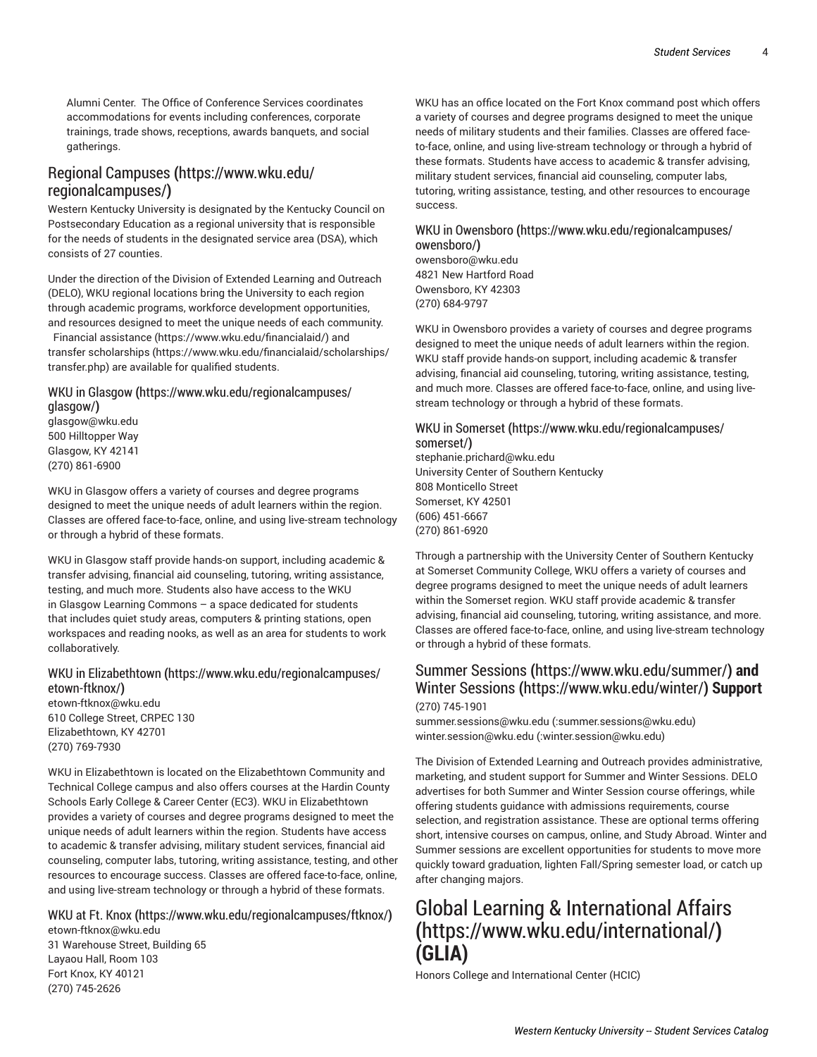Alumni Center. The Office of Conference Services coordinates accommodations for events including conferences, corporate trainings, trade shows, receptions, awards banquets, and social gatherings.

## Regional Campuses (https://www.wku.edu/regionalcampuses/)

Western Kentucky University is designated by the Kentucky Council on Postsecondary Education as a regional university that is responsible for the needs of students in the designated service area (DSA), which consists of 27 counties.

Under the direction of the Division of Extended Learning and Outreach (DELO), WKU regional locations bring the University to each region through academic programs, workforce development opportunities, and resources designed to meet the unique needs of each community. Financial assistance (https://www.wku.edu/financialaid/) and transfer scholarships (https://www.wku.edu/financialaid/scholarships/transfer.php) are available for qualified students.

### WKU in Glasgow (https://www.wku.edu/regionalcampuses/glasgow/)

glasgow@wku.edu
500 Hilltopper Way
Glasgow, KY 42141
(270) 861-6900

WKU in Glasgow offers a variety of courses and degree programs designed to meet the unique needs of adult learners within the region. Classes are offered face-to-face, online, and using live-stream technology or through a hybrid of these formats.

WKU in Glasgow staff provide hands-on support, including academic & transfer advising, financial aid counseling, tutoring, writing assistance, testing, and much more. Students also have access to the WKU in Glasgow Learning Commons – a space dedicated for students that includes quiet study areas, computers & printing stations, open workspaces and reading nooks, as well as an area for students to work collaboratively.

### WKU in Elizabethtown (https://www.wku.edu/regionalcampuses/etown-ftknox/)

etown-ftknox@wku.edu
610 College Street, CRPEC 130
Elizabethtown, KY 42701
(270) 769-7930

WKU in Elizabethtown is located on the Elizabethtown Community and Technical College campus and also offers courses at the Hardin County Schools Early College & Career Center (EC3). WKU in Elizabethtown provides a variety of courses and degree programs designed to meet the unique needs of adult learners within the region. Students have access to academic & transfer advising, military student services, financial aid counseling, computer labs, tutoring, writing assistance, testing, and other resources to encourage success. Classes are offered face-to-face, online, and using live-stream technology or through a hybrid of these formats.

### WKU at Ft. Knox (https://www.wku.edu/regionalcampuses/ftknox/)

etown-ftknox@wku.edu
31 Warehouse Street, Building 65
Layaou Hall, Room 103
Fort Knox, KY 40121
(270) 745-2626

WKU has an office located on the Fort Knox command post which offers a variety of courses and degree programs designed to meet the unique needs of military students and their families. Classes are offered face-to-face, online, and using live-stream technology or through a hybrid of these formats. Students have access to academic & transfer advising, military student services, financial aid counseling, computer labs, tutoring, writing assistance, testing, and other resources to encourage success.

### WKU in Owensboro (https://www.wku.edu/regionalcampuses/owensboro/)

owensboro@wku.edu
4821 New Hartford Road
Owensboro, KY 42303
(270) 684-9797

WKU in Owensboro provides a variety of courses and degree programs designed to meet the unique needs of adult learners within the region. WKU staff provide hands-on support, including academic & transfer advising, financial aid counseling, tutoring, writing assistance, testing, and much more. Classes are offered face-to-face, online, and using live-stream technology or through a hybrid of these formats.

### WKU in Somerset (https://www.wku.edu/regionalcampuses/somerset/)

stephanie.prichard@wku.edu
University Center of Southern Kentucky
808 Monticello Street
Somerset, KY 42501
(606) 451-6667
(270) 861-6920

Through a partnership with the University Center of Southern Kentucky at Somerset Community College, WKU offers a variety of courses and degree programs designed to meet the unique needs of adult learners within the Somerset region. WKU staff provide academic & transfer advising, financial aid counseling, tutoring, writing assistance, and more. Classes are offered face-to-face, online, and using live-stream technology or through a hybrid of these formats.

## Summer Sessions (https://www.wku.edu/summer/) and Winter Sessions (https://www.wku.edu/winter/) Support

(270) 745-1901
summer.sessions@wku.edu (:summer.sessions@wku.edu)
winter.session@wku.edu (:winter.session@wku.edu)

The Division of Extended Learning and Outreach provides administrative, marketing, and student support for Summer and Winter Sessions. DELO advertises for both Summer and Winter Session course offerings, while offering students guidance with admissions requirements, course selection, and registration assistance. These are optional terms offering short, intensive courses on campus, online, and Study Abroad. Winter and Summer sessions are excellent opportunities for students to move more quickly toward graduation, lighten Fall/Spring semester load, or catch up after changing majors.

# Global Learning & International Affairs (https://www.wku.edu/international/) (GLIA)

Honors College and International Center (HCIC)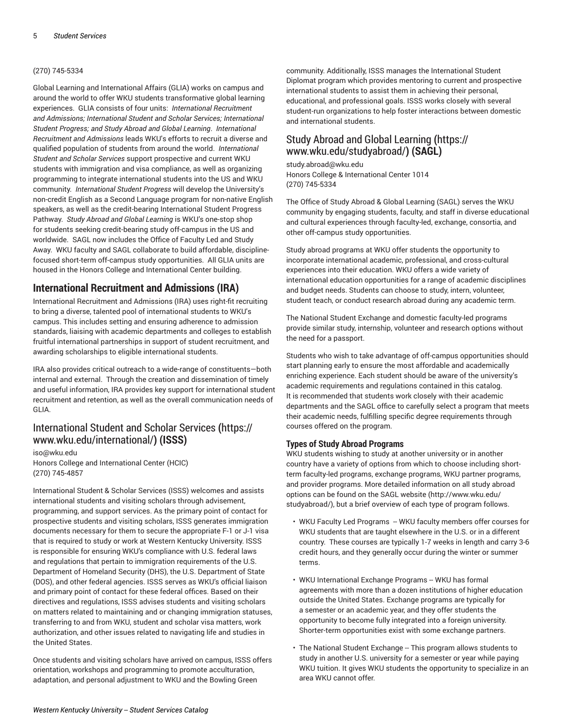(270) 745-5334

Global Learning and International Affairs (GLIA) works on campus and around the world to offer WKU students transformative global learning experiences. GLIA consists of four units: *International Recruitment and Admissions; International Student and Scholar Services; International Student Progress; and Study Abroad and Global Learning*. *International Recruitment and Admissions* leads WKU's efforts to recruit a diverse and qualified population of students from around the world. *International Student and Scholar Services* support prospective and current WKU students with immigration and visa compliance, as well as organizing programming to integrate international students into the US and WKU community. *International Student Progress* will develop the University's non-credit English as a Second Language program for non-native English speakers, as well as the credit-bearing International Student Progress Pathway. *Study Abroad and Global Learning* is WKU's one-stop shop for students seeking credit-bearing study off-campus in the US and worldwide. SAGL now includes the Office of Faculty Led and Study Away. WKU faculty and SAGL collaborate to build affordable, discipline-focused short-term off-campus study opportunities. All GLIA units are housed in the Honors College and International Center building.

## International Recruitment and Admissions (IRA)

International Recruitment and Admissions (IRA) uses right-fit recruiting to bring a diverse, talented pool of international students to WKU's campus. This includes setting and ensuring adherence to admission standards, liaising with academic departments and colleges to establish fruitful international partnerships in support of student recruitment, and awarding scholarships to eligible international students.

IRA also provides critical outreach to a wide-range of constituents—both internal and external. Through the creation and dissemination of timely and useful information, IRA provides key support for international student recruitment and retention, as well as the overall communication needs of GLIA.

## International Student and Scholar Services (https://www.wku.edu/international/) (ISSS)

iso@wku.edu
Honors College and International Center (HCIC)
(270) 745-4857

International Student & Scholar Services (ISSS) welcomes and assists international students and visiting scholars through advisement, programming, and support services. As the primary point of contact for prospective students and visiting scholars, ISSS generates immigration documents necessary for them to secure the appropriate F-1 or J-1 visa that is required to study or work at Western Kentucky University. ISSS is responsible for ensuring WKU's compliance with U.S. federal laws and regulations that pertain to immigration requirements of the U.S. Department of Homeland Security (DHS), the U.S. Department of State (DOS), and other federal agencies. ISSS serves as WKU's official liaison and primary point of contact for these federal offices. Based on their directives and regulations, ISSS advises students and visiting scholars on matters related to maintaining and or changing immigration statuses, transferring to and from WKU, student and scholar visa matters, work authorization, and other issues related to navigating life and studies in the United States.

Once students and visiting scholars have arrived on campus, ISSS offers orientation, workshops and programming to promote acculturation, adaptation, and personal adjustment to WKU and the Bowling Green community. Additionally, ISSS manages the International Student Diplomat program which provides mentoring to current and prospective international students to assist them in achieving their personal, educational, and professional goals. ISSS works closely with several student-run organizations to help foster interactions between domestic and international students.

## Study Abroad and Global Learning (https://www.wku.edu/studyabroad/) (SAGL)

study.abroad@wku.edu
Honors College & International Center 1014
(270) 745-5334

The Office of Study Abroad & Global Learning (SAGL) serves the WKU community by engaging students, faculty, and staff in diverse educational and cultural experiences through faculty-led, exchange, consortia, and other off-campus study opportunities.

Study abroad programs at WKU offer students the opportunity to incorporate international academic, professional, and cross-cultural experiences into their education. WKU offers a wide variety of international education opportunities for a range of academic disciplines and budget needs. Students can choose to study, intern, volunteer, student teach, or conduct research abroad during any academic term.

The National Student Exchange and domestic faculty-led programs provide similar study, internship, volunteer and research options without the need for a passport.

Students who wish to take advantage of off-campus opportunities should start planning early to ensure the most affordable and academically enriching experience. Each student should be aware of the university's academic requirements and regulations contained in this catalog. It is recommended that students work closely with their academic departments and the SAGL office to carefully select a program that meets their academic needs, fulfilling specific degree requirements through courses offered on the program.

### Types of Study Abroad Programs

WKU students wishing to study at another university or in another country have a variety of options from which to choose including short-term faculty-led programs, exchange programs, WKU partner programs, and provider programs. More detailed information on all study abroad options can be found on the SAGL website (http://www.wku.edu/studyabroad/), but a brief overview of each type of program follows.

- WKU Faculty Led Programs -- WKU faculty members offer courses for WKU students that are taught elsewhere in the U.S. or in a different country. These courses are typically 1-7 weeks in length and carry 3-6 credit hours, and they generally occur during the winter or summer terms.
- WKU International Exchange Programs -- WKU has formal agreements with more than a dozen institutions of higher education outside the United States. Exchange programs are typically for a semester or an academic year, and they offer students the opportunity to become fully integrated into a foreign university. Shorter-term opportunities exist with some exchange partners.
- The National Student Exchange -- This program allows students to study in another U.S. university for a semester or year while paying WKU tuition. It gives WKU students the opportunity to specialize in an area WKU cannot offer.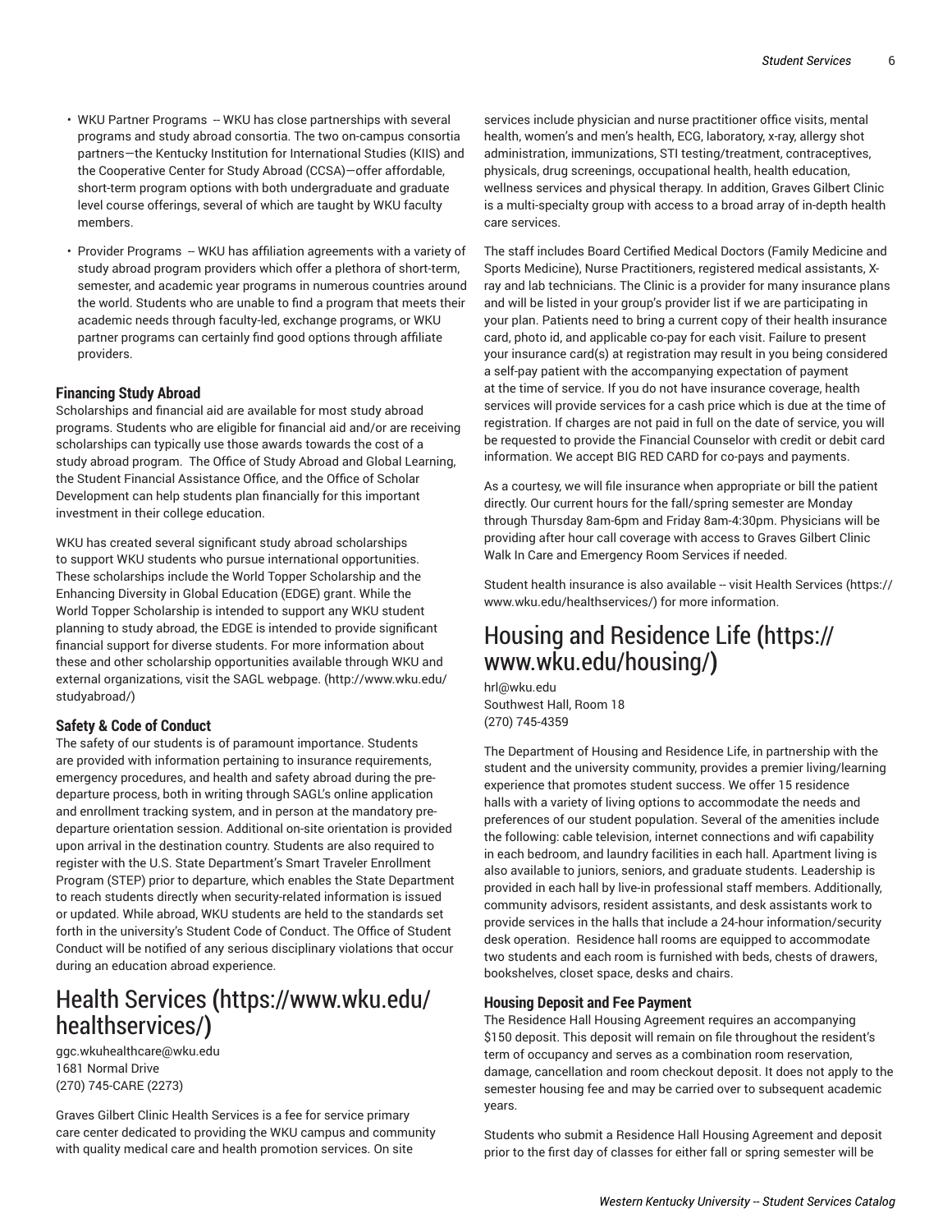- WKU Partner Programs -- WKU has close partnerships with several programs and study abroad consortia. The two on-campus consortia partners—the Kentucky Institution for International Studies (KIIS) and the Cooperative Center for Study Abroad (CCSA)—offer affordable, short-term program options with both undergraduate and graduate level course offerings, several of which are taught by WKU faculty members.
- Provider Programs -- WKU has affiliation agreements with a variety of study abroad program providers which offer a plethora of short-term, semester, and academic year programs in numerous countries around the world. Students who are unable to find a program that meets their academic needs through faculty-led, exchange programs, or WKU partner programs can certainly find good options through affiliate providers.

### Financing Study Abroad

Scholarships and financial aid are available for most study abroad programs. Students who are eligible for financial aid and/or are receiving scholarships can typically use those awards towards the cost of a study abroad program. The Office of Study Abroad and Global Learning, the Student Financial Assistance Office, and the Office of Scholar Development can help students plan financially for this important investment in their college education.

WKU has created several significant study abroad scholarships to support WKU students who pursue international opportunities. These scholarships include the World Topper Scholarship and the Enhancing Diversity in Global Education (EDGE) grant. While the World Topper Scholarship is intended to support any WKU student planning to study abroad, the EDGE is intended to provide significant financial support for diverse students. For more information about these and other scholarship opportunities available through WKU and external organizations, visit the SAGL webpage. (http://www.wku.edu/studyabroad/)

### Safety & Code of Conduct

The safety of our students is of paramount importance. Students are provided with information pertaining to insurance requirements, emergency procedures, and health and safety abroad during the pre-departure process, both in writing through SAGL's online application and enrollment tracking system, and in person at the mandatory pre-departure orientation session. Additional on-site orientation is provided upon arrival in the destination country. Students are also required to register with the U.S. State Department's Smart Traveler Enrollment Program (STEP) prior to departure, which enables the State Department to reach students directly when security-related information is issued or updated. While abroad, WKU students are held to the standards set forth in the university's Student Code of Conduct. The Office of Student Conduct will be notified of any serious disciplinary violations that occur during an education abroad experience.

# Health Services (https://www.wku.edu/healthservices/)

ggc.wkuhealthcare@wku.edu
1681 Normal Drive
(270) 745-CARE (2273)

Graves Gilbert Clinic Health Services is a fee for service primary care center dedicated to providing the WKU campus and community with quality medical care and health promotion services. On site services include physician and nurse practitioner office visits, mental health, women's and men's health, ECG, laboratory, x-ray, allergy shot administration, immunizations, STI testing/treatment, contraceptives, physicals, drug screenings, occupational health, health education, wellness services and physical therapy. In addition, Graves Gilbert Clinic is a multi-specialty group with access to a broad array of in-depth health care services.

The staff includes Board Certified Medical Doctors (Family Medicine and Sports Medicine), Nurse Practitioners, registered medical assistants, X-ray and lab technicians. The Clinic is a provider for many insurance plans and will be listed in your group's provider list if we are participating in your plan. Patients need to bring a current copy of their health insurance card, photo id, and applicable co-pay for each visit. Failure to present your insurance card(s) at registration may result in you being considered a self-pay patient with the accompanying expectation of payment at the time of service. If you do not have insurance coverage, health services will provide services for a cash price which is due at the time of registration. If charges are not paid in full on the date of service, you will be requested to provide the Financial Counselor with credit or debit card information. We accept BIG RED CARD for co-pays and payments.

As a courtesy, we will file insurance when appropriate or bill the patient directly. Our current hours for the fall/spring semester are Monday through Thursday 8am-6pm and Friday 8am-4:30pm. Physicians will be providing after hour call coverage with access to Graves Gilbert Clinic Walk In Care and Emergency Room Services if needed.

Student health insurance is also available -- visit Health Services (https://www.wku.edu/healthservices/) for more information.

# Housing and Residence Life (https://www.wku.edu/housing/)

hrl@wku.edu
Southwest Hall, Room 18
(270) 745-4359

The Department of Housing and Residence Life, in partnership with the student and the university community, provides a premier living/learning experience that promotes student success. We offer 15 residence halls with a variety of living options to accommodate the needs and preferences of our student population. Several of the amenities include the following: cable television, internet connections and wifi capability in each bedroom, and laundry facilities in each hall. Apartment living is also available to juniors, seniors, and graduate students. Leadership is provided in each hall by live-in professional staff members. Additionally, community advisors, resident assistants, and desk assistants work to provide services in the halls that include a 24-hour information/security desk operation. Residence hall rooms are equipped to accommodate two students and each room is furnished with beds, chests of drawers, bookshelves, closet space, desks and chairs.

### Housing Deposit and Fee Payment

The Residence Hall Housing Agreement requires an accompanying $150 deposit. This deposit will remain on file throughout the resident's term of occupancy and serves as a combination room reservation, damage, cancellation and room checkout deposit. It does not apply to the semester housing fee and may be carried over to subsequent academic years.

Students who submit a Residence Hall Housing Agreement and deposit prior to the first day of classes for either fall or spring semester will be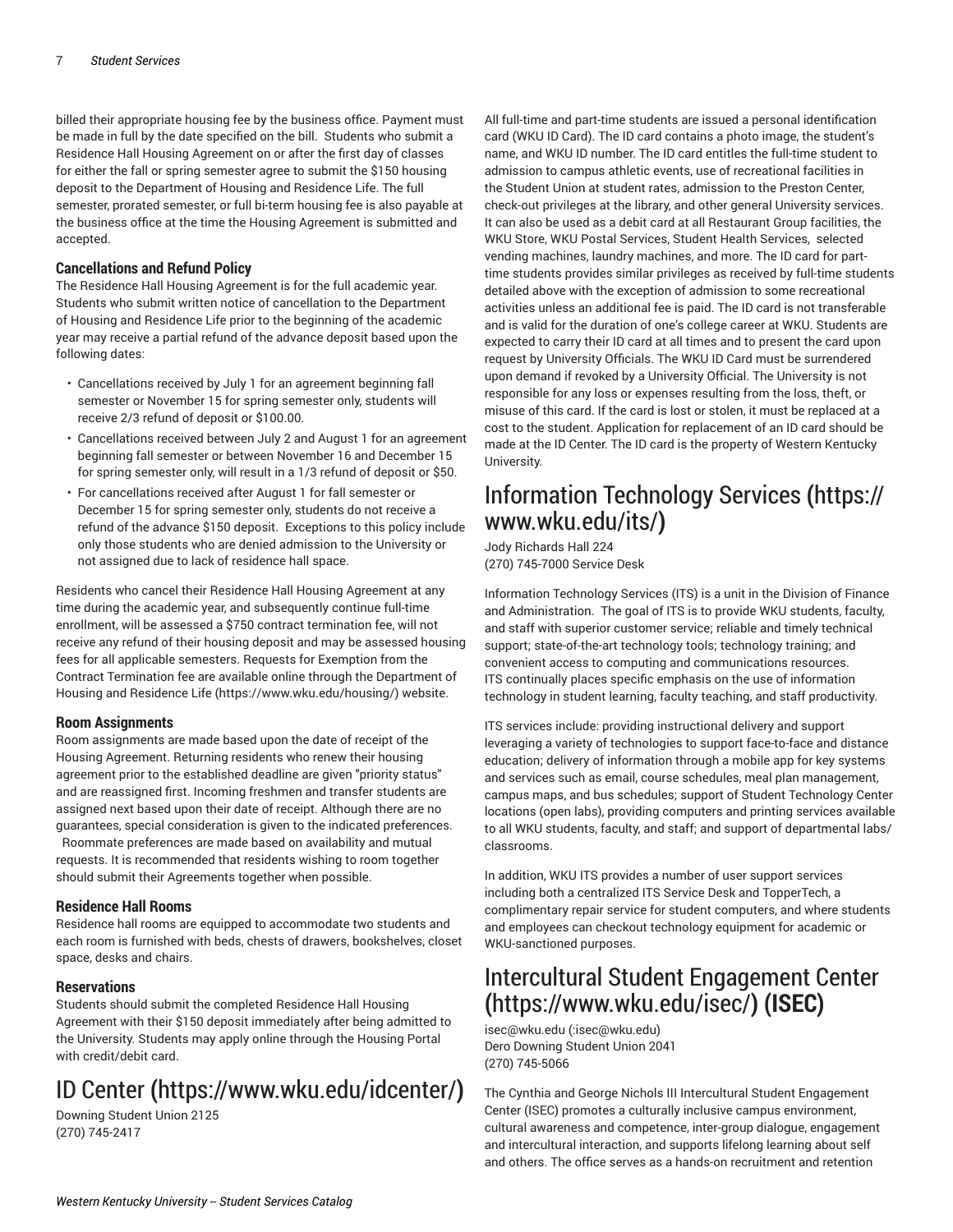billed their appropriate housing fee by the business office. Payment must be made in full by the date specified on the bill. Students who submit a Residence Hall Housing Agreement on or after the first day of classes for either the fall or spring semester agree to submit the $150 housing deposit to the Department of Housing and Residence Life. The full semester, prorated semester, or full bi-term housing fee is also payable at the business office at the time the Housing Agreement is submitted and accepted.

### Cancellations and Refund Policy

The Residence Hall Housing Agreement is for the full academic year. Students who submit written notice of cancellation to the Department of Housing and Residence Life prior to the beginning of the academic year may receive a partial refund of the advance deposit based upon the following dates:

- Cancellations received by July 1 for an agreement beginning fall semester or November 15 for spring semester only, students will receive 2/3 refund of deposit or $100.00.
- Cancellations received between July 2 and August 1 for an agreement beginning fall semester or between November 16 and December 15 for spring semester only, will result in a 1/3 refund of deposit or $50.
- For cancellations received after August 1 for fall semester or December 15 for spring semester only, students do not receive a refund of the advance $150 deposit. Exceptions to this policy include only those students who are denied admission to the University or not assigned due to lack of residence hall space.

Residents who cancel their Residence Hall Housing Agreement at any time during the academic year, and subsequently continue full-time enrollment, will be assessed a $750 contract termination fee, will not receive any refund of their housing deposit and may be assessed housing fees for all applicable semesters. Requests for Exemption from the Contract Termination fee are available online through the Department of Housing and Residence Life (https://www.wku.edu/housing/) website.

### Room Assignments

Room assignments are made based upon the date of receipt of the Housing Agreement. Returning residents who renew their housing agreement prior to the established deadline are given "priority status" and are reassigned first. Incoming freshmen and transfer students are assigned next based upon their date of receipt. Although there are no guarantees, special consideration is given to the indicated preferences. Roommate preferences are made based on availability and mutual requests. It is recommended that residents wishing to room together should submit their Agreements together when possible.

### Residence Hall Rooms

Residence hall rooms are equipped to accommodate two students and each room is furnished with beds, chests of drawers, bookshelves, closet space, desks and chairs.

### Reservations

Students should submit the completed Residence Hall Housing Agreement with their $150 deposit immediately after being admitted to the University. Students may apply online through the Housing Portal with credit/debit card.

## ID Center (https://www.wku.edu/idcenter/)

Downing Student Union 2125
(270) 745-2417

All full-time and part-time students are issued a personal identification card (WKU ID Card). The ID card contains a photo image, the student's name, and WKU ID number. The ID card entitles the full-time student to admission to campus athletic events, use of recreational facilities in the Student Union at student rates, admission to the Preston Center, check-out privileges at the library, and other general University services. It can also be used as a debit card at all Restaurant Group facilities, the WKU Store, WKU Postal Services, Student Health Services, selected vending machines, laundry machines, and more. The ID card for part-time students provides similar privileges as received by full-time students detailed above with the exception of admission to some recreational activities unless an additional fee is paid. The ID card is not transferable and is valid for the duration of one's college career at WKU. Students are expected to carry their ID card at all times and to present the card upon request by University Officials. The WKU ID Card must be surrendered upon demand if revoked by a University Official. The University is not responsible for any loss or expenses resulting from the loss, theft, or misuse of this card. If the card is lost or stolen, it must be replaced at a cost to the student. Application for replacement of an ID card should be made at the ID Center. The ID card is the property of Western Kentucky University.

## Information Technology Services (https://www.wku.edu/its/)

Jody Richards Hall 224
(270) 745-7000 Service Desk

Information Technology Services (ITS) is a unit in the Division of Finance and Administration. The goal of ITS is to provide WKU students, faculty, and staff with superior customer service; reliable and timely technical support; state-of-the-art technology tools; technology training; and convenient access to computing and communications resources. ITS continually places specific emphasis on the use of information technology in student learning, faculty teaching, and staff productivity.

ITS services include: providing instructional delivery and support leveraging a variety of technologies to support face-to-face and distance education; delivery of information through a mobile app for key systems and services such as email, course schedules, meal plan management, campus maps, and bus schedules; support of Student Technology Center locations (open labs), providing computers and printing services available to all WKU students, faculty, and staff; and support of departmental labs/classrooms.

In addition, WKU ITS provides a number of user support services including both a centralized ITS Service Desk and TopperTech, a complimentary repair service for student computers, and where students and employees can checkout technology equipment for academic or WKU-sanctioned purposes.

## Intercultural Student Engagement Center (https://www.wku.edu/isec/) (ISEC)

isec@wku.edu (:isec@wku.edu)
Dero Downing Student Union 2041
(270) 745-5066

The Cynthia and George Nichols III Intercultural Student Engagement Center (ISEC) promotes a culturally inclusive campus environment, cultural awareness and competence, inter-group dialogue, engagement and intercultural interaction, and supports lifelong learning about self and others. The office serves as a hands-on recruitment and retention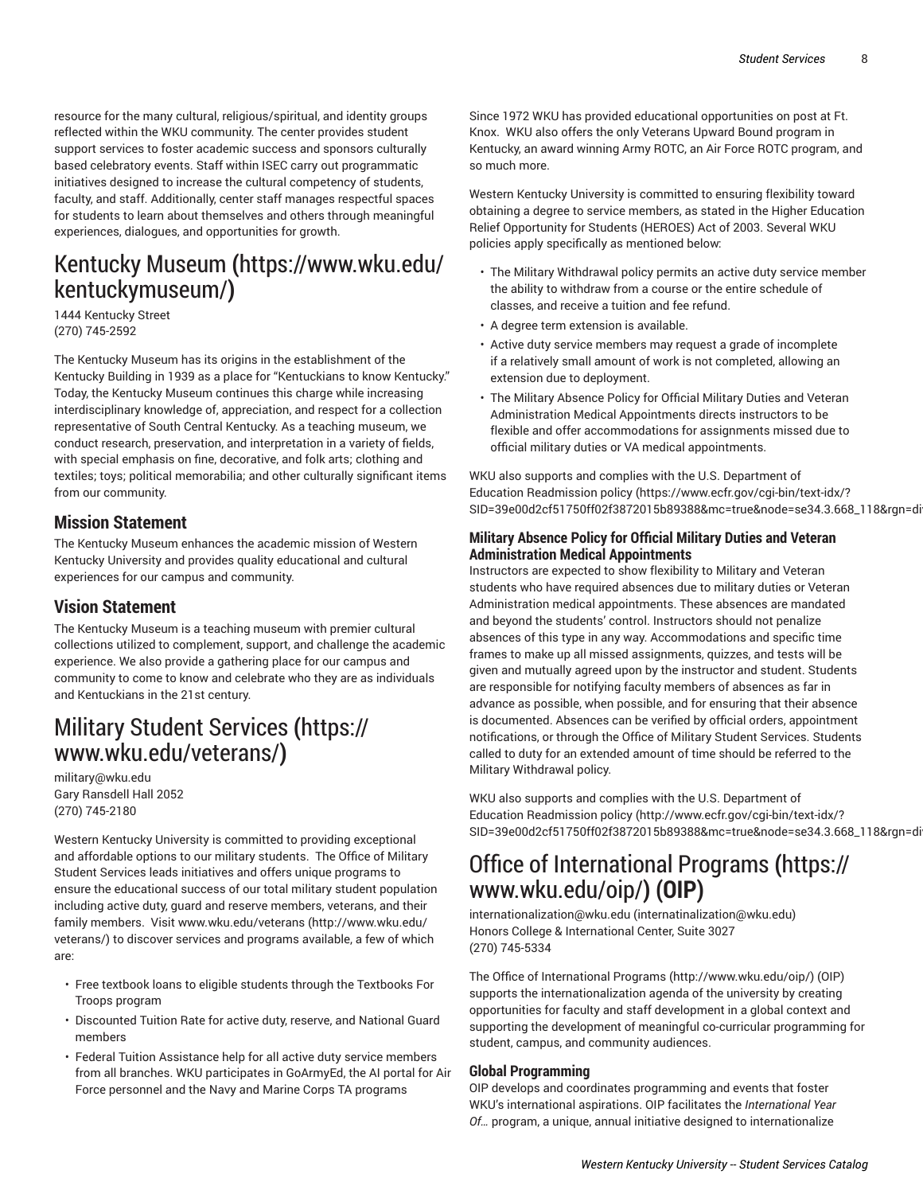resource for the many cultural, religious/spiritual, and identity groups reflected within the WKU community. The center provides student support services to foster academic success and sponsors culturally based celebratory events. Staff within ISEC carry out programmatic initiatives designed to increase the cultural competency of students, faculty, and staff. Additionally, center staff manages respectful spaces for students to learn about themselves and others through meaningful experiences, dialogues, and opportunities for growth.

# Kentucky Museum (https://www.wku.edu/kentuckymuseum/)

1444 Kentucky Street
(270) 745-2592

The Kentucky Museum has its origins in the establishment of the Kentucky Building in 1939 as a place for "Kentuckians to know Kentucky." Today, the Kentucky Museum continues this charge while increasing interdisciplinary knowledge of, appreciation, and respect for a collection representative of South Central Kentucky. As a teaching museum, we conduct research, preservation, and interpretation in a variety of fields, with special emphasis on fine, decorative, and folk arts; clothing and textiles; toys; political memorabilia; and other culturally significant items from our community.

## Mission Statement

The Kentucky Museum enhances the academic mission of Western Kentucky University and provides quality educational and cultural experiences for our campus and community.

## Vision Statement

The Kentucky Museum is a teaching museum with premier cultural collections utilized to complement, support, and challenge the academic experience. We also provide a gathering place for our campus and community to come to know and celebrate who they are as individuals and Kentuckians in the 21st century.

# Military Student Services (https://www.wku.edu/veterans/)

military@wku.edu
Gary Ransdell Hall 2052
(270) 745-2180

Western Kentucky University is committed to providing exceptional and affordable options to our military students. The Office of Military Student Services leads initiatives and offers unique programs to ensure the educational success of our total military student population including active duty, guard and reserve members, veterans, and their family members. Visit www.wku.edu/veterans (http://www.wku.edu/veterans/) to discover services and programs available, a few of which are:

- Free textbook loans to eligible students through the Textbooks For Troops program
- Discounted Tuition Rate for active duty, reserve, and National Guard members
- Federal Tuition Assistance help for all active duty service members from all branches. WKU participates in GoArmyEd, the AI portal for Air Force personnel and the Navy and Marine Corps TA programs

Since 1972 WKU has provided educational opportunities on post at Ft. Knox. WKU also offers the only Veterans Upward Bound program in Kentucky, an award winning Army ROTC, an Air Force ROTC program, and so much more.

Western Kentucky University is committed to ensuring flexibility toward obtaining a degree to service members, as stated in the Higher Education Relief Opportunity for Students (HEROES) Act of 2003. Several WKU policies apply specifically as mentioned below:

- The Military Withdrawal policy permits an active duty service member the ability to withdraw from a course or the entire schedule of classes, and receive a tuition and fee refund.
- A degree term extension is available.
- Active duty service members may request a grade of incomplete if a relatively small amount of work is not completed, allowing an extension due to deployment.
- The Military Absence Policy for Official Military Duties and Veteran Administration Medical Appointments directs instructors to be flexible and offer accommodations for assignments missed due to official military duties or VA medical appointments.

WKU also supports and complies with the U.S. Department of Education Readmission policy (https://www.ecfr.gov/cgi-bin/text-idx/?SID=39e00d2cf51750ff02f3872015b89388&mc=true&node=se34.3.668_118&rgn=di

### Military Absence Policy for Official Military Duties and Veteran Administration Medical Appointments

Instructors are expected to show flexibility to Military and Veteran students who have required absences due to military duties or Veteran Administration medical appointments. These absences are mandated and beyond the students' control. Instructors should not penalize absences of this type in any way. Accommodations and specific time frames to make up all missed assignments, quizzes, and tests will be given and mutually agreed upon by the instructor and student. Students are responsible for notifying faculty members of absences as far in advance as possible, when possible, and for ensuring that their absence is documented. Absences can be verified by official orders, appointment notifications, or through the Office of Military Student Services. Students called to duty for an extended amount of time should be referred to the Military Withdrawal policy.

WKU also supports and complies with the U.S. Department of Education Readmission policy (http://www.ecfr.gov/cgi-bin/text-idx/?SID=39e00d2cf51750ff02f3872015b89388&mc=true&node=se34.3.668_118&rgn=di

# Office of International Programs (https://www.wku.edu/oip/) (OIP)

internationalization@wku.edu (internatinalization@wku.edu)
Honors College & International Center, Suite 3027
(270) 745-5334

The Office of International Programs (http://www.wku.edu/oip/) (OIP) supports the internationalization agenda of the university by creating opportunities for faculty and staff development in a global context and supporting the development of meaningful co-curricular programming for student, campus, and community audiences.

### Global Programming

OIP develops and coordinates programming and events that foster WKU's international aspirations. OIP facilitates the *International Year Of…* program, a unique, annual initiative designed to internationalize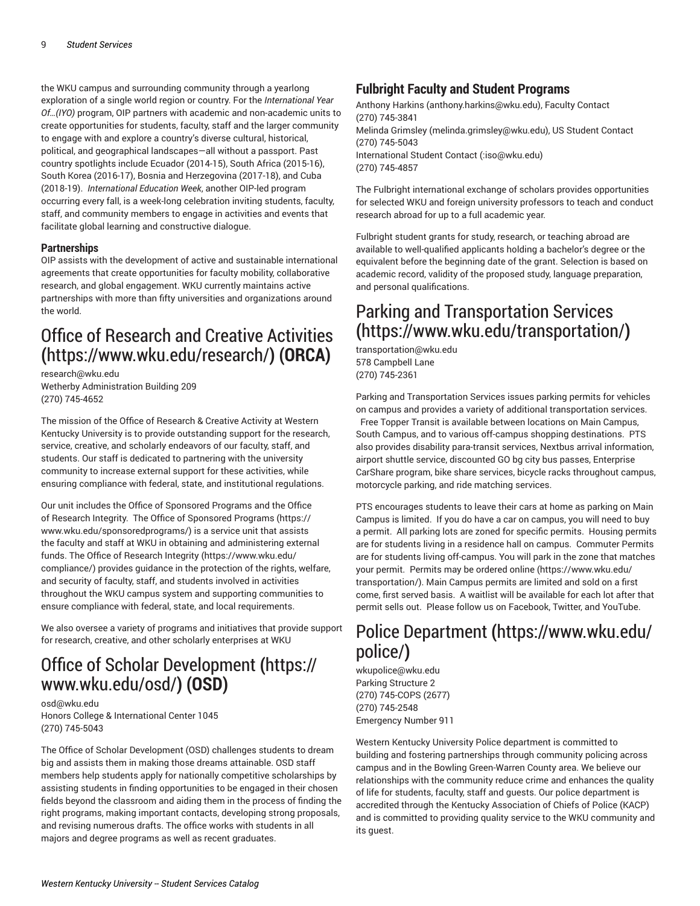the WKU campus and surrounding community through a yearlong exploration of a single world region or country. For the *International Year Of…(IYO)* program, OIP partners with academic and non-academic units to create opportunities for students, faculty, staff and the larger community to engage with and explore a country's diverse cultural, historical, political, and geographical landscapes—all without a passport. Past country spotlights include Ecuador (2014-15), South Africa (2015-16), South Korea (2016-17), Bosnia and Herzegovina (2017-18), and Cuba (2018-19). *International Education Week*, another OIP-led program occurring every fall, is a week-long celebration inviting students, faculty, staff, and community members to engage in activities and events that facilitate global learning and constructive dialogue.

### Partnerships

OIP assists with the development of active and sustainable international agreements that create opportunities for faculty mobility, collaborative research, and global engagement. WKU currently maintains active partnerships with more than fifty universities and organizations around the world.

## Office of Research and Creative Activities (https://www.wku.edu/research/) (ORCA)

research@wku.edu
Wetherby Administration Building 209
(270) 745-4652

The mission of the Office of Research & Creative Activity at Western Kentucky University is to provide outstanding support for the research, service, creative, and scholarly endeavors of our faculty, staff, and students. Our staff is dedicated to partnering with the university community to increase external support for these activities, while ensuring compliance with federal, state, and institutional regulations.

Our unit includes the Office of Sponsored Programs and the Office of Research Integrity. The Office of Sponsored Programs (https://www.wku.edu/sponsoredprograms/) is a service unit that assists the faculty and staff at WKU in obtaining and administering external funds. The Office of Research Integrity (https://www.wku.edu/compliance/) provides guidance in the protection of the rights, welfare, and security of faculty, staff, and students involved in activities throughout the WKU campus system and supporting communities to ensure compliance with federal, state, and local requirements.

We also oversee a variety of programs and initiatives that provide support for research, creative, and other scholarly enterprises at WKU

## Office of Scholar Development (https://www.wku.edu/osd/) (OSD)

osd@wku.edu
Honors College & International Center 1045
(270) 745-5043

The Office of Scholar Development (OSD) challenges students to dream big and assists them in making those dreams attainable. OSD staff members help students apply for nationally competitive scholarships by assisting students in finding opportunities to be engaged in their chosen fields beyond the classroom and aiding them in the process of finding the right programs, making important contacts, developing strong proposals, and revising numerous drafts. The office works with students in all majors and degree programs as well as recent graduates.

### Fulbright Faculty and Student Programs

Anthony Harkins (anthony.harkins@wku.edu), Faculty Contact
(270) 745-3841
Melinda Grimsley (melinda.grimsley@wku.edu), US Student Contact
(270) 745-5043
International Student Contact (:iso@wku.edu)
(270) 745-4857

The Fulbright international exchange of scholars provides opportunities for selected WKU and foreign university professors to teach and conduct research abroad for up to a full academic year.

Fulbright student grants for study, research, or teaching abroad are available to well-qualified applicants holding a bachelor's degree or the equivalent before the beginning date of the grant. Selection is based on academic record, validity of the proposed study, language preparation, and personal qualifications.

## Parking and Transportation Services (https://www.wku.edu/transportation/)

transportation@wku.edu
578 Campbell Lane
(270) 745-2361

Parking and Transportation Services issues parking permits for vehicles on campus and provides a variety of additional transportation services. Free Topper Transit is available between locations on Main Campus, South Campus, and to various off-campus shopping destinations. PTS also provides disability para-transit services, Nextbus arrival information, airport shuttle service, discounted GO bg city bus passes, Enterprise CarShare program, bike share services, bicycle racks throughout campus, motorcycle parking, and ride matching services.

PTS encourages students to leave their cars at home as parking on Main Campus is limited. If you do have a car on campus, you will need to buy a permit. All parking lots are zoned for specific permits. Housing permits are for students living in a residence hall on campus. Commuter Permits are for students living off-campus. You will park in the zone that matches your permit. Permits may be ordered online (https://www.wku.edu/transportation/). Main Campus permits are limited and sold on a first come, first served basis. A waitlist will be available for each lot after that permit sells out. Please follow us on Facebook, Twitter, and YouTube.

## Police Department (https://www.wku.edu/police/)

wkupolice@wku.edu
Parking Structure 2
(270) 745-COPS (2677)
(270) 745-2548
Emergency Number 911

Western Kentucky University Police department is committed to building and fostering partnerships through community policing across campus and in the Bowling Green-Warren County area. We believe our relationships with the community reduce crime and enhances the quality of life for students, faculty, staff and guests. Our police department is accredited through the Kentucky Association of Chiefs of Police (KACP) and is committed to providing quality service to the WKU community and its guest.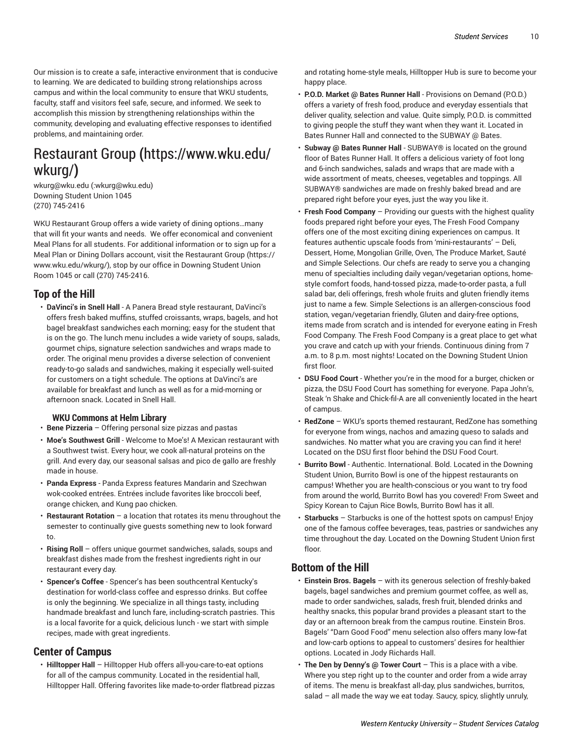Our mission is to create a safe, interactive environment that is conducive to learning. We are dedicated to building strong relationships across campus and within the local community to ensure that WKU students, faculty, staff and visitors feel safe, secure, and informed. We seek to accomplish this mission by strengthening relationships within the community, developing and evaluating effective responses to identified problems, and maintaining order.

# Restaurant Group (https://www.wku.edu/wkurg/)

wkurg@wku.edu (:wkurg@wku.edu)
Downing Student Union 1045
(270) 745-2416

WKU Restaurant Group offers a wide variety of dining options…many that will fit your wants and needs. We offer economical and convenient Meal Plans for all students. For additional information or to sign up for a Meal Plan or Dining Dollars account, visit the Restaurant Group (https://www.wku.edu/wkurg/), stop by our office in Downing Student Union Room 1045 or call (270) 745-2416.

## Top of the Hill

- **DaVinci's in Snell Hall** - A Panera Bread style restaurant, DaVinci's offers fresh baked muffins, stuffed croissants, wraps, bagels, and hot bagel breakfast sandwiches each morning; easy for the student that is on the go. The lunch menu includes a wide variety of soups, salads, gourmet chips, signature selection sandwiches and wraps made to order. The original menu provides a diverse selection of convenient ready-to-go salads and sandwiches, making it especially well-suited for customers on a tight schedule. The options at DaVinci's are available for breakfast and lunch as well as for a mid-morning or afternoon snack. Located in Snell Hall.

### WKU Commons at Helm Library

- **Bene Pizzeria** – Offering personal size pizzas and pastas
- **Moe's Southwest Grill** - Welcome to Moe's! A Mexican restaurant with a Southwest twist. Every hour, we cook all-natural proteins on the grill. And every day, our seasonal salsas and pico de gallo are freshly made in house.
- **Panda Express** - Panda Express features Mandarin and Szechwan wok-cooked entrées. Entrées include favorites like broccoli beef, orange chicken, and Kung pao chicken.
- **Restaurant Rotation** – a location that rotates its menu throughout the semester to continually give guests something new to look forward to.
- **Rising Roll** – offers unique gourmet sandwiches, salads, soups and breakfast dishes made from the freshest ingredients right in our restaurant every day.
- **Spencer's Coffee** - Spencer's has been southcentral Kentucky's destination for world-class coffee and espresso drinks. But coffee is only the beginning. We specialize in all things tasty, including handmade breakfast and lunch fare, including-scratch pastries. This is a local favorite for a quick, delicious lunch - we start with simple recipes, made with great ingredients.

## Center of Campus

- **Hilltopper Hall** – Hilltopper Hub offers all-you-care-to-eat options for all of the campus community. Located in the residential hall, Hilltopper Hall. Offering favorites like made-to-order flatbread pizzas and rotating home-style meals, Hilltopper Hub is sure to become your happy place.
- **P.O.D. Market @ Bates Runner Hall** - Provisions on Demand (P.O.D.) offers a variety of fresh food, produce and everyday essentials that deliver quality, selection and value. Quite simply, P.O.D. is committed to giving people the stuff they want when they want it. Located in Bates Runner Hall and connected to the SUBWAY @ Bates.
- **Subway @ Bates Runner Hall** - SUBWAY® is located on the ground floor of Bates Runner Hall. It offers a delicious variety of foot long and 6-inch sandwiches, salads and wraps that are made with a wide assortment of meats, cheeses, vegetables and toppings. All SUBWAY® sandwiches are made on freshly baked bread and are prepared right before your eyes, just the way you like it.
- **Fresh Food Company** – Providing our guests with the highest quality foods prepared right before your eyes, The Fresh Food Company offers one of the most exciting dining experiences on campus. It features authentic upscale foods from 'mini-restaurants' – Deli, Dessert, Home, Mongolian Grille, Oven, The Produce Market, Sauté and Simple Selections. Our chefs are ready to serve you a changing menu of specialties including daily vegan/vegetarian options, home-style comfort foods, hand-tossed pizza, made-to-order pasta, a full salad bar, deli offerings, fresh whole fruits and gluten friendly items just to name a few. Simple Selections is an allergen-conscious food station, vegan/vegetarian friendly, Gluten and dairy-free options, items made from scratch and is intended for everyone eating in Fresh Food Company. The Fresh Food Company is a great place to get what you crave and catch up with your friends. Continuous dining from 7 a.m. to 8 p.m. most nights! Located on the Downing Student Union first floor.
- **DSU Food Court** - Whether you're in the mood for a burger, chicken or pizza, the DSU Food Court has something for everyone. Papa John's, Steak 'n Shake and Chick-fil-A are all conveniently located in the heart of campus.
- **RedZone** – WKU's sports themed restaurant, RedZone has something for everyone from wings, nachos and amazing queso to salads and sandwiches. No matter what you are craving you can find it here! Located on the DSU first floor behind the DSU Food Court.
- **Burrito Bowl** - Authentic. International. Bold. Located in the Downing Student Union, Burrito Bowl is one of the hippest restaurants on campus! Whether you are health-conscious or you want to try food from around the world, Burrito Bowl has you covered! From Sweet and Spicy Korean to Cajun Rice Bowls, Burrito Bowl has it all.
- **Starbucks** – Starbucks is one of the hottest spots on campus! Enjoy one of the famous coffee beverages, teas, pastries or sandwiches any time throughout the day. Located on the Downing Student Union first floor.

## Bottom of the Hill

- **Einstein Bros. Bagels** – with its generous selection of freshly-baked bagels, bagel sandwiches and premium gourmet coffee, as well as, made to order sandwiches, salads, fresh fruit, blended drinks and healthy snacks, this popular brand provides a pleasant start to the day or an afternoon break from the campus routine. Einstein Bros. Bagels' "Darn Good Food" menu selection also offers many low-fat and low-carb options to appeal to customers' desires for healthier options. Located in Jody Richards Hall.
- **The Den by Denny's @ Tower Court** – This is a place with a vibe. Where you step right up to the counter and order from a wide array of items. The menu is breakfast all-day, plus sandwiches, burritos, salad – all made the way we eat today. Saucy, spicy, slightly unruly,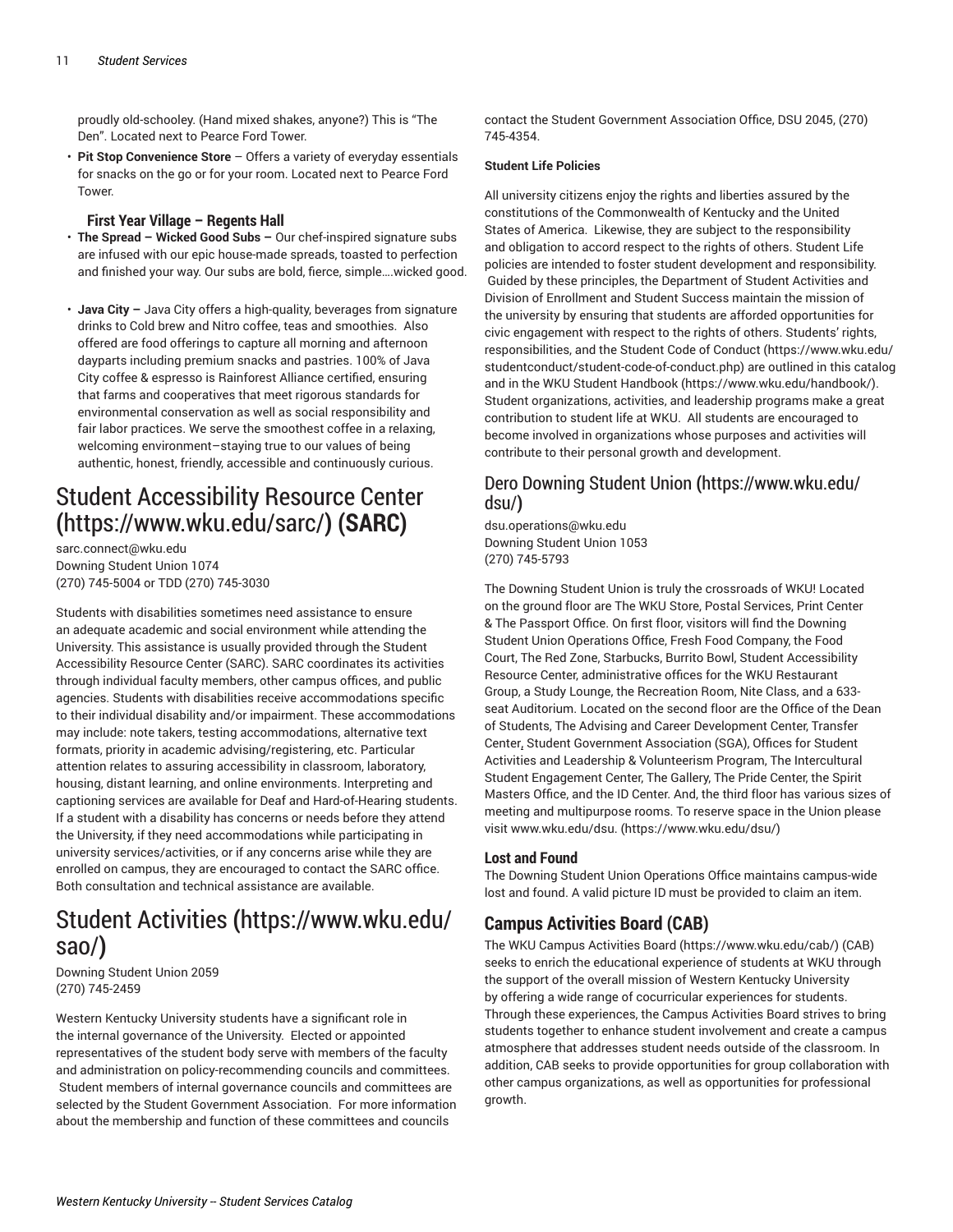proudly old-schooley. (Hand mixed shakes, anyone?) This is "The Den". Located next to Pearce Ford Tower.

- **Pit Stop Convenience Store** – Offers a variety of everyday essentials for snacks on the go or for your room. Located next to Pearce Ford Tower.

### First Year Village – Regents Hall

- **The Spread – Wicked Good Subs –** Our chef-inspired signature subs are infused with our epic house-made spreads, toasted to perfection and finished your way. Our subs are bold, fierce, simple….wicked good.
- **Java City –** Java City offers a high-quality, beverages from signature drinks to Cold brew and Nitro coffee, teas and smoothies. Also offered are food offerings to capture all morning and afternoon dayparts including premium snacks and pastries. 100% of Java City coffee & espresso is Rainforest Alliance certified, ensuring that farms and cooperatives that meet rigorous standards for environmental conservation as well as social responsibility and fair labor practices. We serve the smoothest coffee in a relaxing, welcoming environment—staying true to our values of being authentic, honest, friendly, accessible and continuously curious.

# Student Accessibility Resource Center (https://www.wku.edu/sarc/) (SARC)

sarc.connect@wku.edu
Downing Student Union 1074
(270) 745-5004 or TDD (270) 745-3030

Students with disabilities sometimes need assistance to ensure an adequate academic and social environment while attending the University. This assistance is usually provided through the Student Accessibility Resource Center (SARC). SARC coordinates its activities through individual faculty members, other campus offices, and public agencies. Students with disabilities receive accommodations specific to their individual disability and/or impairment. These accommodations may include: note takers, testing accommodations, alternative text formats, priority in academic advising/registering, etc. Particular attention relates to assuring accessibility in classroom, laboratory, housing, distant learning, and online environments. Interpreting and captioning services are available for Deaf and Hard-of-Hearing students. If a student with a disability has concerns or needs before they attend the University, if they need accommodations while participating in university services/activities, or if any concerns arise while they are enrolled on campus, they are encouraged to contact the SARC office. Both consultation and technical assistance are available.

# Student Activities (https://www.wku.edu/sao/)

Downing Student Union 2059
(270) 745-2459

Western Kentucky University students have a significant role in the internal governance of the University. Elected or appointed representatives of the student body serve with members of the faculty and administration on policy-recommending councils and committees. Student members of internal governance councils and committees are selected by the Student Government Association. For more information about the membership and function of these committees and councils contact the Student Government Association Office, DSU 2045, (270) 745-4354.

**Student Life Policies**

All university citizens enjoy the rights and liberties assured by the constitutions of the Commonwealth of Kentucky and the United States of America. Likewise, they are subject to the responsibility and obligation to accord respect to the rights of others. Student Life policies are intended to foster student development and responsibility. Guided by these principles, the Department of Student Activities and Division of Enrollment and Student Success maintain the mission of the university by ensuring that students are afforded opportunities for civic engagement with respect to the rights of others. Students' rights, responsibilities, and the Student Code of Conduct (https://www.wku.edu/studentconduct/student-code-of-conduct.php) are outlined in this catalog and in the WKU Student Handbook (https://www.wku.edu/handbook/). Student organizations, activities, and leadership programs make a great contribution to student life at WKU. All students are encouraged to become involved in organizations whose purposes and activities will contribute to their personal growth and development.

## Dero Downing Student Union (https://www.wku.edu/dsu/)

dsu.operations@wku.edu
Downing Student Union 1053
(270) 745-5793

The Downing Student Union is truly the crossroads of WKU! Located on the ground floor are The WKU Store, Postal Services, Print Center & The Passport Office. On first floor, visitors will find the Downing Student Union Operations Office, Fresh Food Company, the Food Court, The Red Zone, Starbucks, Burrito Bowl, Student Accessibility Resource Center, administrative offices for the WKU Restaurant Group, a Study Lounge, the Recreation Room, Nite Class, and a 633-seat Auditorium. Located on the second floor are the Office of the Dean of Students, The Advising and Career Development Center, Transfer Center, Student Government Association (SGA), Offices for Student Activities and Leadership & Volunteerism Program, The Intercultural Student Engagement Center, The Gallery, The Pride Center, the Spirit Masters Office, and the ID Center. And, the third floor has various sizes of meeting and multipurpose rooms. To reserve space in the Union please visit www.wku.edu/dsu. (https://www.wku.edu/dsu/)

### Lost and Found

The Downing Student Union Operations Office maintains campus-wide lost and found. A valid picture ID must be provided to claim an item.

## Campus Activities Board (CAB)

The WKU Campus Activities Board (https://www.wku.edu/cab/) (CAB) seeks to enrich the educational experience of students at WKU through the support of the overall mission of Western Kentucky University by offering a wide range of cocurricular experiences for students. Through these experiences, the Campus Activities Board strives to bring students together to enhance student involvement and create a campus atmosphere that addresses student needs outside of the classroom. In addition, CAB seeks to provide opportunities for group collaboration with other campus organizations, as well as opportunities for professional growth.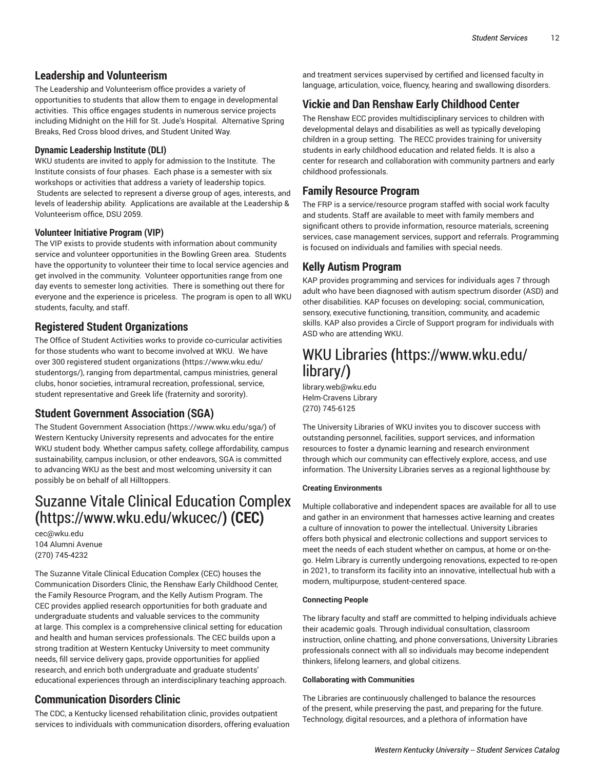## Leadership and Volunteerism

The Leadership and Volunteerism office provides a variety of opportunities to students that allow them to engage in developmental activities. This office engages students in numerous service projects including Midnight on the Hill for St. Jude's Hospital. Alternative Spring Breaks, Red Cross blood drives, and Student United Way.

### Dynamic Leadership Institute (DLI)

WKU students are invited to apply for admission to the Institute. The Institute consists of four phases. Each phase is a semester with six workshops or activities that address a variety of leadership topics. Students are selected to represent a diverse group of ages, interests, and levels of leadership ability. Applications are available at the Leadership & Volunteerism office, DSU 2059.

### Volunteer Initiative Program (VIP)

The VIP exists to provide students with information about community service and volunteer opportunities in the Bowling Green area. Students have the opportunity to volunteer their time to local service agencies and get involved in the community. Volunteer opportunities range from one day events to semester long activities. There is something out there for everyone and the experience is priceless. The program is open to all WKU students, faculty, and staff.

## Registered Student Organizations

The Office of Student Activities works to provide co-curricular activities for those students who want to become involved at WKU. We have over 300 registered student organizations (https://www.wku.edu/studentorgs/), ranging from departmental, campus ministries, general clubs, honor societies, intramural recreation, professional, service, student representative and Greek life (fraternity and sorority).

## Student Government Association (SGA)

The Student Government Association (https://www.wku.edu/sga/) of Western Kentucky University represents and advocates for the entire WKU student body. Whether campus safety, college affordability, campus sustainability, campus inclusion, or other endeavors, SGA is committed to advancing WKU as the best and most welcoming university it can possibly be on behalf of all Hilltoppers.

# Suzanne Vitale Clinical Education Complex (https://www.wku.edu/wkucec/) **(CEC)**

cec@wku.edu
104 Alumni Avenue
(270) 745-4232

The Suzanne Vitale Clinical Education Complex (CEC) houses the Communication Disorders Clinic, the Renshaw Early Childhood Center, the Family Resource Program, and the Kelly Autism Program. The CEC provides applied research opportunities for both graduate and undergraduate students and valuable services to the community at large. This complex is a comprehensive clinical setting for education and health and human services professionals. The CEC builds upon a strong tradition at Western Kentucky University to meet community needs, fill service delivery gaps, provide opportunities for applied research, and enrich both undergraduate and graduate students' educational experiences through an interdisciplinary teaching approach.

## Communication Disorders Clinic

The CDC, a Kentucky licensed rehabilitation clinic, provides outpatient services to individuals with communication disorders, offering evaluation and treatment services supervised by certified and licensed faculty in language, articulation, voice, fluency, hearing and swallowing disorders.

## Vickie and Dan Renshaw Early Childhood Center

The Renshaw ECC provides multidisciplinary services to children with developmental delays and disabilities as well as typically developing children in a group setting. The RECC provides training for university students in early childhood education and related fields. It is also a center for research and collaboration with community partners and early childhood professionals.

## Family Resource Program

The FRP is a service/resource program staffed with social work faculty and students. Staff are available to meet with family members and significant others to provide information, resource materials, screening services, case management services, support and referrals. Programming is focused on individuals and families with special needs.

## Kelly Autism Program

KAP provides programming and services for individuals ages 7 through adult who have been diagnosed with autism spectrum disorder (ASD) and other disabilities. KAP focuses on developing: social, communication, sensory, executive functioning, transition, community, and academic skills. KAP also provides a Circle of Support program for individuals with ASD who are attending WKU.

# WKU Libraries (https://www.wku.edu/library/)

library.web@wku.edu
Helm-Cravens Library
(270) 745-6125

The University Libraries of WKU invites you to discover success with outstanding personnel, facilities, support services, and information resources to foster a dynamic learning and research environment through which our community can effectively explore, access, and use information. The University Libraries serves as a regional lighthouse by:

#### Creating Environments

Multiple collaborative and independent spaces are available for all to use and gather in an environment that harnesses active learning and creates a culture of innovation to power the intellectual. University Libraries offers both physical and electronic collections and support services to meet the needs of each student whether on campus, at home or on-the-go. Helm Library is currently undergoing renovations, expected to re-open in 2021, to transform its facility into an innovative, intellectual hub with a modern, multipurpose, student-centered space.

#### Connecting People

The library faculty and staff are committed to helping individuals achieve their academic goals. Through individual consultation, classroom instruction, online chatting, and phone conversations, University Libraries professionals connect with all so individuals may become independent thinkers, lifelong learners, and global citizens.

#### Collaborating with Communities

The Libraries are continuously challenged to balance the resources of the present, while preserving the past, and preparing for the future. Technology, digital resources, and a plethora of information have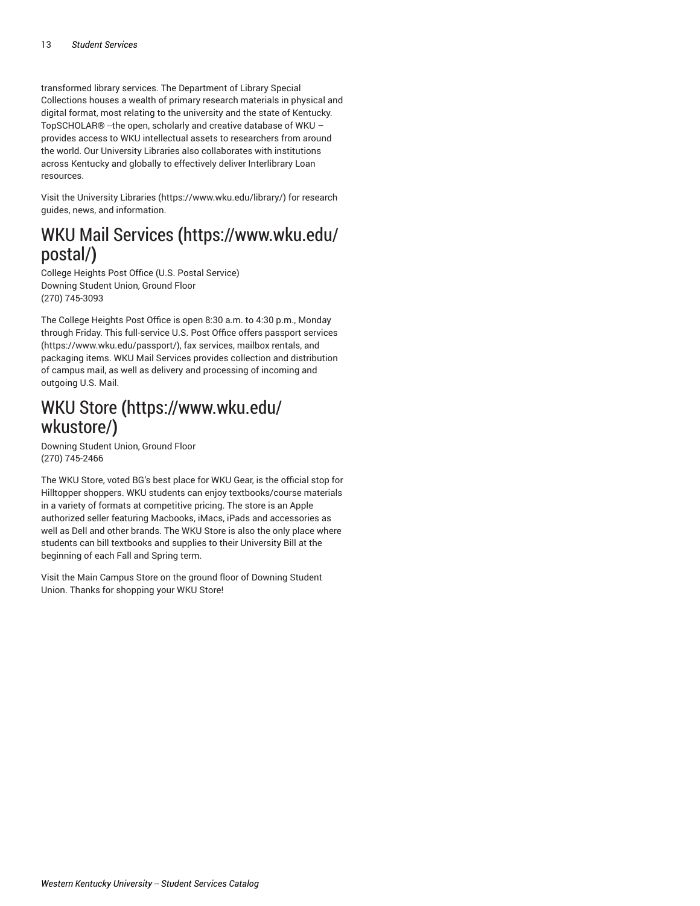transformed library services. The Department of Library Special Collections houses a wealth of primary research materials in physical and digital format, most relating to the university and the state of Kentucky. TopSCHOLAR® --the open, scholarly and creative database of WKU -- provides access to WKU intellectual assets to researchers from around the world. Our University Libraries also collaborates with institutions across Kentucky and globally to effectively deliver Interlibrary Loan resources.

Visit the University Libraries (https://www.wku.edu/library/) for research guides, news, and information.

## WKU Mail Services (https://www.wku.edu/postal/)

College Heights Post Office (U.S. Postal Service)
Downing Student Union, Ground Floor
(270) 745-3093

The College Heights Post Office is open 8:30 a.m. to 4:30 p.m., Monday through Friday. This full-service U.S. Post Office offers passport services (https://www.wku.edu/passport/), fax services, mailbox rentals, and packaging items. WKU Mail Services provides collection and distribution of campus mail, as well as delivery and processing of incoming and outgoing U.S. Mail.

## WKU Store (https://www.wku.edu/wkustore/)

Downing Student Union, Ground Floor
(270) 745-2466

The WKU Store, voted BG's best place for WKU Gear, is the official stop for Hilltopper shoppers. WKU students can enjoy textbooks/course materials in a variety of formats at competitive pricing. The store is an Apple authorized seller featuring Macbooks, iMacs, iPads and accessories as well as Dell and other brands. The WKU Store is also the only place where students can bill textbooks and supplies to their University Bill at the beginning of each Fall and Spring term.

Visit the Main Campus Store on the ground floor of Downing Student Union. Thanks for shopping your WKU Store!